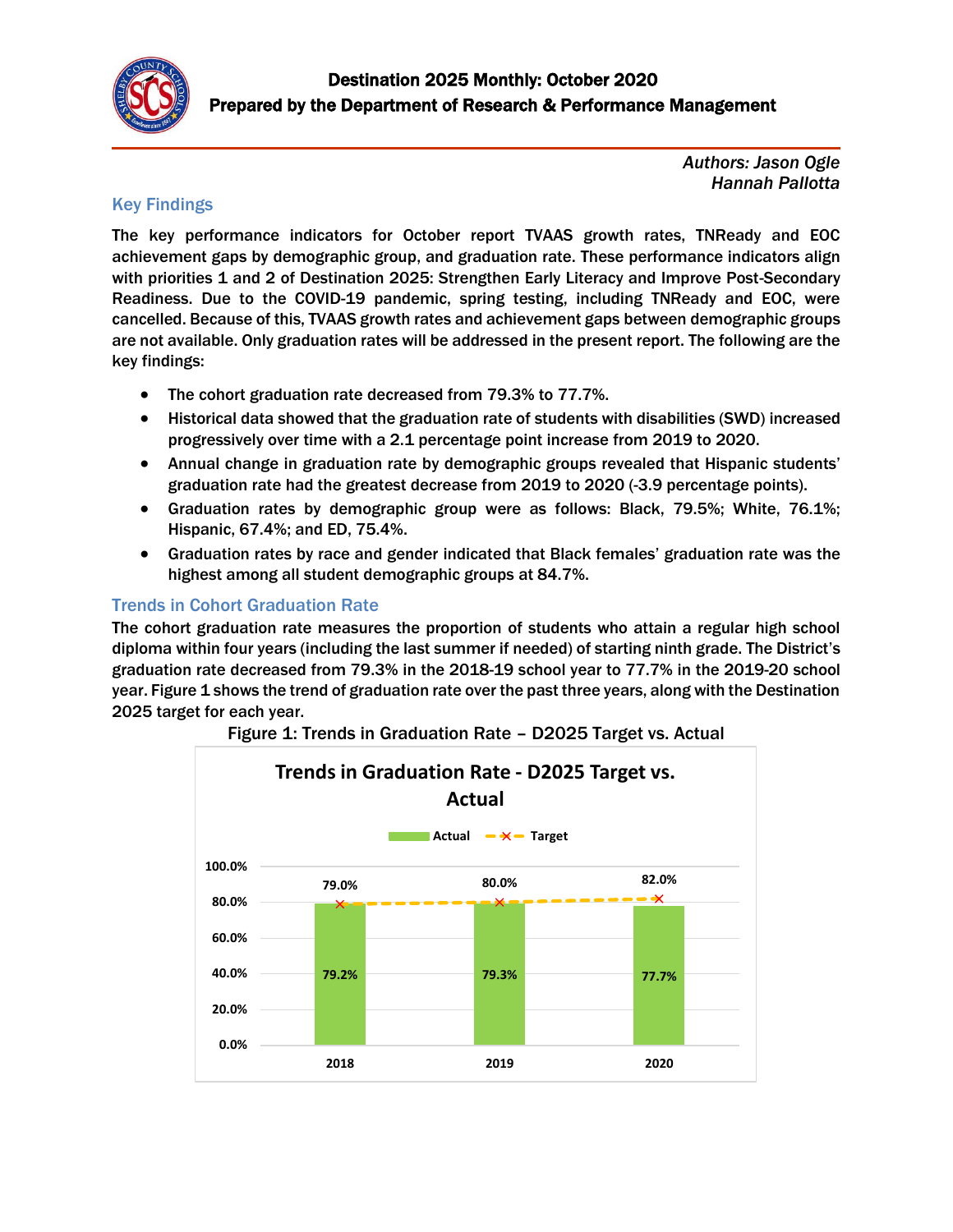# Destination 2025 Monthly: October 2020

## Prepared by the Department of Research & Performance Management

*Authors: Jason Ogle*
*Hannah Pallotta*

## Key Findings

**The key performance indicators for October report TVAAS growth rates, TNReady and EOC achievement gaps by demographic group, and graduation rate. These performance indicators align with priorities 1 and 2 of Destination 2025: Strengthen Early Literacy and Improve Post-Secondary Readiness. Due to the COVID-19 pandemic, spring testing, including TNReady and EOC, were cancelled. Because of this, TVAAS growth rates and achievement gaps between demographic groups are not available. Only graduation rates will be addressed in the present report. The following are the key findings:**

- **The cohort graduation rate decreased from 79.3% to 77.7%.**
- **Historical data showed that the graduation rate of students with disabilities (SWD) increased progressively over time with a 2.1 percentage point increase from 2019 to 2020.**
- **Annual change in graduation rate by demographic groups revealed that Hispanic students' graduation rate had the greatest decrease from 2019 to 2020 (-3.9 percentage points).**
- **Graduation rates by demographic group were as follows: Black, 79.5%; White, 76.1%; Hispanic, 67.4%; and ED, 75.4%.**
- **Graduation rates by race and gender indicated that Black females' graduation rate was the highest among all student demographic groups at 84.7%.**

## Trends in Cohort Graduation Rate

**The cohort graduation rate measures the proportion of students who attain a regular high school diploma within four years (including the last summer if needed) of starting ninth grade. The District's graduation rate decreased from 79.3% in the 2018-19 school year to 77.7% in the 2019-20 school year. Figure 1 shows the trend of graduation rate over the past three years, along with the Destination 2025 target for each year.**

Figure 1: Trends in Graduation Rate – D2025 Target vs. Actual

| Year | Actual | Target |
|---|---|---|
| 2018 | 79.2% | 79.0% |
| 2019 | 79.3% | 80.0% |
| 2020 | 77.7% | 82.0% |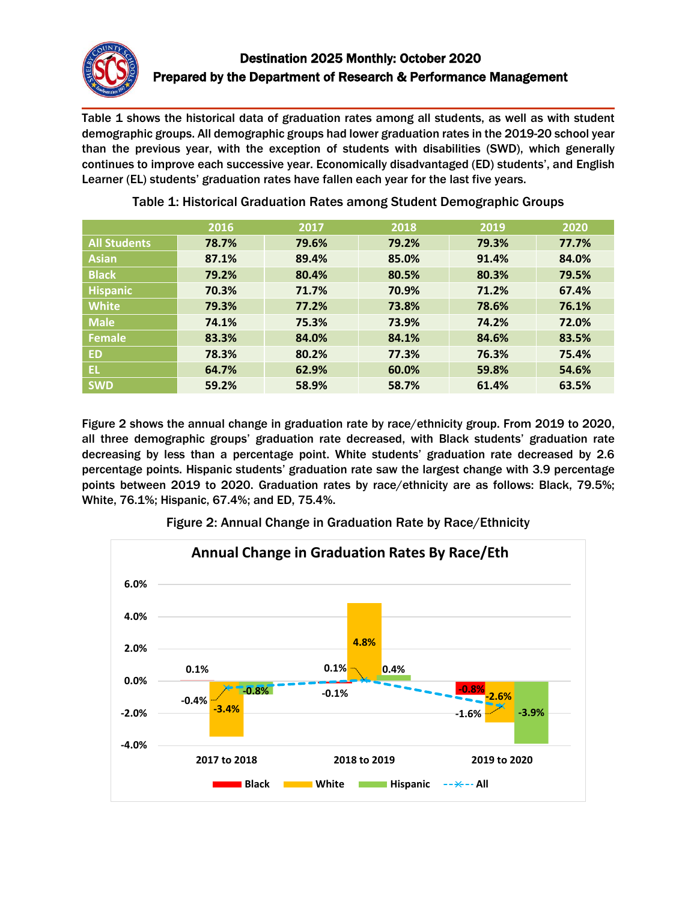Table 1 shows the historical data of graduation rates among all students, as well as with student demographic groups. All demographic groups had lower graduation rates in the 2019-20 school year than the previous year, with the exception of students with disabilities (SWD), which generally continues to improve each successive year. Economically disadvantaged (ED) students', and English Learner (EL) students' graduation rates have fallen each year for the last five years.

Table 1: Historical Graduation Rates among Student Demographic Groups

| | 2016 | 2017 | 2018 | 2019 | 2020 |
|---|---|---|---|---|---|
| All Students | 78.7% | 79.6% | 79.2% | 79.3% | 77.7% |
| Asian | 87.1% | 89.4% | 85.0% | 91.4% | 84.0% |
| Black | 79.2% | 80.4% | 80.5% | 80.3% | 79.5% |
| Hispanic | 70.3% | 71.7% | 70.9% | 71.2% | 67.4% |
| White | 79.3% | 77.2% | 73.8% | 78.6% | 76.1% |
| Male | 74.1% | 75.3% | 73.9% | 74.2% | 72.0% |
| Female | 83.3% | 84.0% | 84.1% | 84.6% | 83.5% |
| ED | 78.3% | 80.2% | 77.3% | 76.3% | 75.4% |
| EL | 64.7% | 62.9% | 60.0% | 59.8% | 54.6% |
| SWD | 59.2% | 58.9% | 58.7% | 61.4% | 63.5% |

Figure 2 shows the annual change in graduation rate by race/ethnicity group. From 2019 to 2020, all three demographic groups' graduation rate decreased, with Black students' graduation rate decreasing by less than a percentage point. White students' graduation rate decreased by 2.6 percentage points. Hispanic students' graduation rate saw the largest change with 3.9 percentage points between 2019 to 2020. Graduation rates by race/ethnicity are as follows: Black, 79.5%; White, 76.1%; Hispanic, 67.4%; and ED, 75.4%.

Figure 2: Annual Change in Graduation Rate by Race/Ethnicity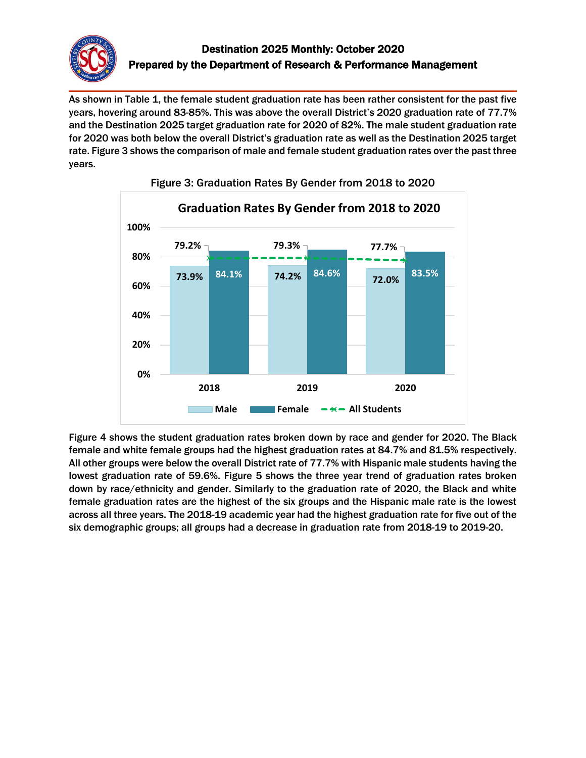As shown in Table 1, the female student graduation rate has been rather consistent for the past five years, hovering around 83-85%. This was above the overall District's 2020 graduation rate of 77.7% and the Destination 2025 target graduation rate for 2020 of 82%. The male student graduation rate for 2020 was both below the overall District's graduation rate as well as the Destination 2025 target rate. Figure 3 shows the comparison of male and female student graduation rates over the past three years.

Figure 3: Graduation Rates By Gender from 2018 to 2020

**Graduation Rates By Gender from 2018 to 2020**

| Year | Male | Female | All Students |
|---|---|---|---|
| 2018 | 73.9% | 84.1% | 79.2% |
| 2019 | 74.2% | 84.6% | 79.3% |
| 2020 | 72.0% | 83.5% | 77.7% |

Figure 4 shows the student graduation rates broken down by race and gender for 2020. The Black female and white female groups had the highest graduation rates at 84.7% and 81.5% respectively. All other groups were below the overall District rate of 77.7% with Hispanic male students having the lowest graduation rate of 59.6%. Figure 5 shows the three year trend of graduation rates broken down by race/ethnicity and gender. Similarly to the graduation rate of 2020, the Black and white female graduation rates are the highest of the six groups and the Hispanic male rate is the lowest across all three years. The 2018-19 academic year had the highest graduation rate for five out of the six demographic groups; all groups had a decrease in graduation rate from 2018-19 to 2019-20.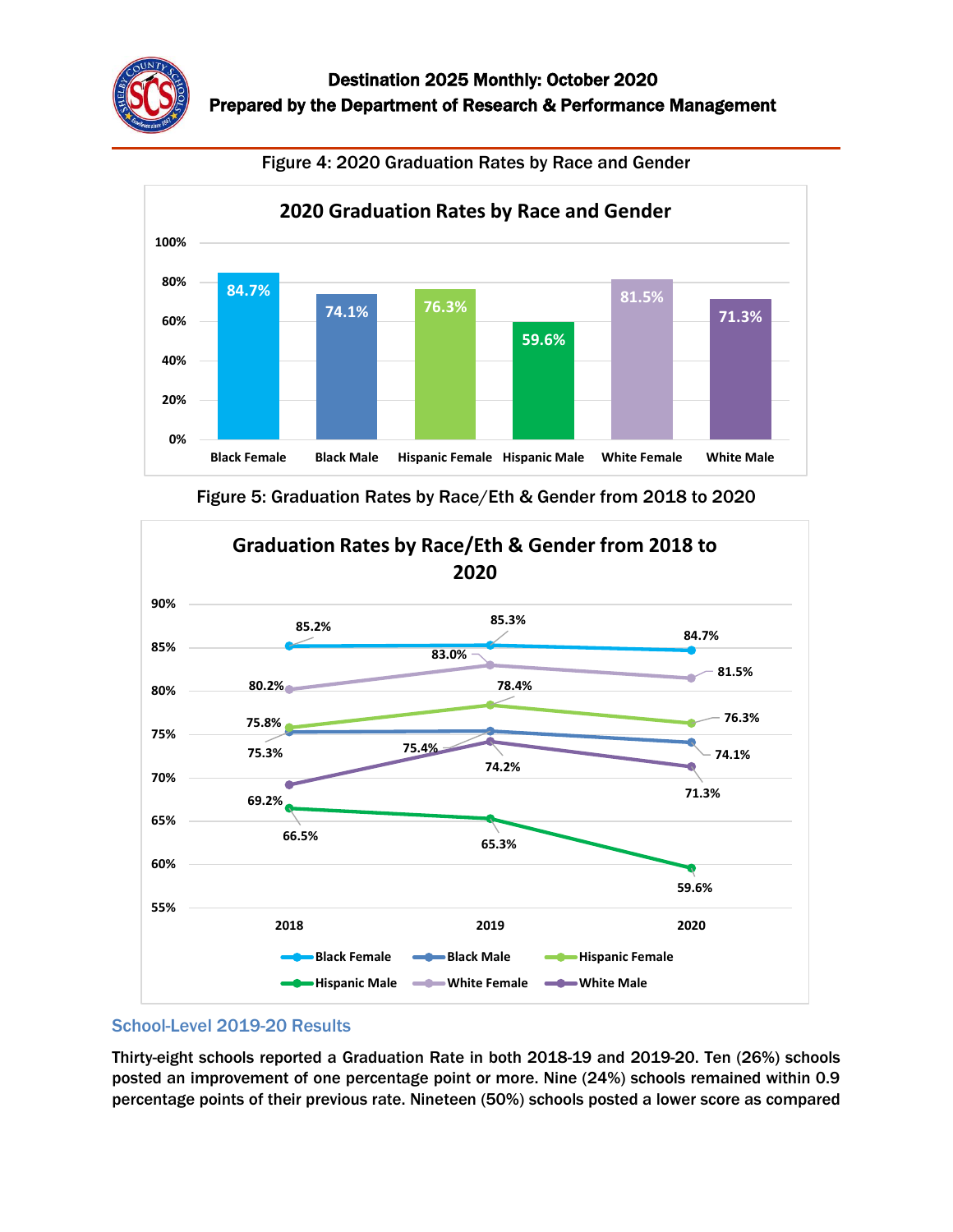Figure 4: 2020 Graduation Rates by Race and Gender

| | Black Female | Black Male | Hispanic Female | Hispanic Male | White Female | White Male |
|---|---|---|---|---|---|---|
| 2020 Graduation Rate | 84.7% | 74.1% | 76.3% | 59.6% | 81.5% | 71.3% |

Figure 5: Graduation Rates by Race/Eth & Gender from 2018 to 2020

| | 2018 | 2019 | 2020 |
|---|---|---|---|
| Black Female | 85.2% | 85.3% | 84.7% |
| Black Male | 75.3% | 75.4% | 74.1% |
| Hispanic Female | 75.8% | 78.4% | 76.3% |
| Hispanic Male | 66.5% | 65.3% | 59.6% |
| White Female | 80.2% | 83.0% | 81.5% |
| White Male | 69.2% | 74.2% | 71.3% |

## School-Level 2019-20 Results

**Thirty-eight schools reported a Graduation Rate in both 2018-19 and 2019-20. Ten (26%) schools posted an improvement of one percentage point or more. Nine (24%) schools remained within 0.9 percentage points of their previous rate. Nineteen (50%) schools posted a lower score as compared**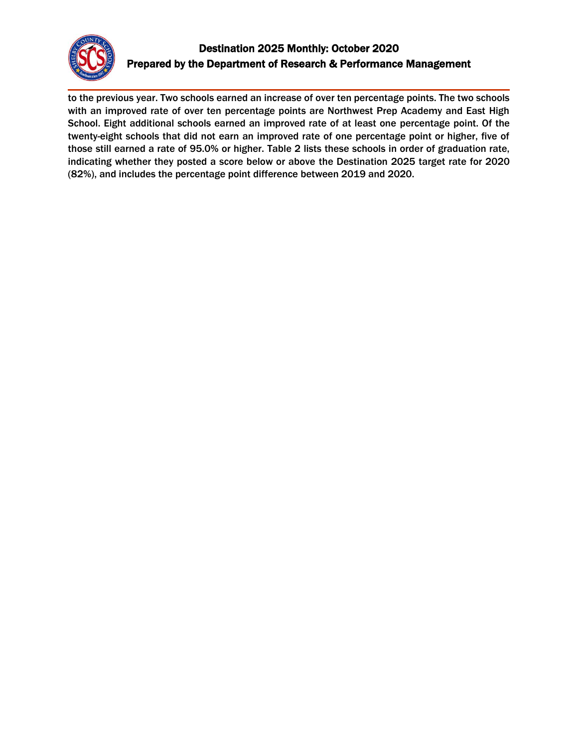to the previous year. Two schools earned an increase of over ten percentage points. The two schools with an improved rate of over ten percentage points are Northwest Prep Academy and East High School. Eight additional schools earned an improved rate of at least one percentage point. Of the twenty-eight schools that did not earn an improved rate of one percentage point or higher, five of those still earned a rate of 95.0% or higher. Table 2 lists these schools in order of graduation rate, indicating whether they posted a score below or above the Destination 2025 target rate for 2020 (82%), and includes the percentage point difference between 2019 and 2020.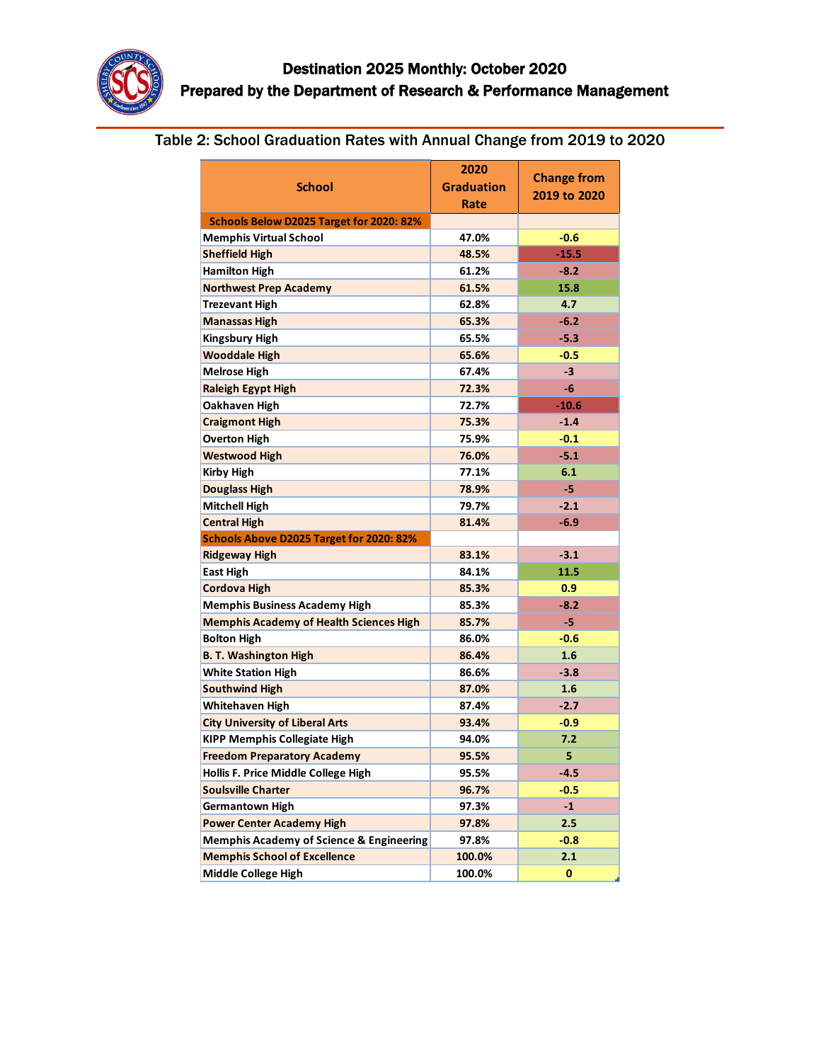# Destination 2025 Monthly: October 2020

## Prepared by the Department of Research & Performance Management

Table 2: School Graduation Rates with Annual Change from 2019 to 2020

| School | 2020 Graduation Rate | Change from 2019 to 2020 |
|---|---|---|
| **Schools Below D2025 Target for 2020: 82%** | | |
| Memphis Virtual School | 47.0% | -0.6 |
| Sheffield High | 48.5% | -15.5 |
| Hamilton High | 61.2% | -8.2 |
| Northwest Prep Academy | 61.5% | 15.8 |
| Trezevant High | 62.8% | 4.7 |
| Manassas High | 65.3% | -6.2 |
| Kingsbury High | 65.5% | -5.3 |
| Wooddale High | 65.6% | -0.5 |
| Melrose High | 67.4% | -3 |
| Raleigh Egypt High | 72.3% | -6 |
| Oakhaven High | 72.7% | -10.6 |
| Craigmont High | 75.3% | -1.4 |
| Overton High | 75.9% | -0.1 |
| Westwood High | 76.0% | -5.1 |
| Kirby High | 77.1% | 6.1 |
| Douglass High | 78.9% | -5 |
| Mitchell High | 79.7% | -2.1 |
| Central High | 81.4% | -6.9 |
| **Schools Above D2025 Target for 2020: 82%** | | |
| Ridgeway High | 83.1% | -3.1 |
| East High | 84.1% | 11.5 |
| Cordova High | 85.3% | 0.9 |
| Memphis Business Academy High | 85.3% | -8.2 |
| Memphis Academy of Health Sciences High | 85.7% | -5 |
| Bolton High | 86.0% | -0.6 |
| B. T. Washington High | 86.4% | 1.6 |
| White Station High | 86.6% | -3.8 |
| Southwind High | 87.0% | 1.6 |
| Whitehaven High | 87.4% | -2.7 |
| City University of Liberal Arts | 93.4% | -0.9 |
| KIPP Memphis Collegiate High | 94.0% | 7.2 |
| Freedom Preparatory Academy | 95.5% | 5 |
| Hollis F. Price Middle College High | 95.5% | -4.5 |
| Soulsville Charter | 96.7% | -0.5 |
| Germantown High | 97.3% | -1 |
| Power Center Academy High | 97.8% | 2.5 |
| Memphis Academy of Science & Engineering | 97.8% | -0.8 |
| Memphis School of Excellence | 100.0% | 2.1 |
| Middle College High | 100.0% | 0 |